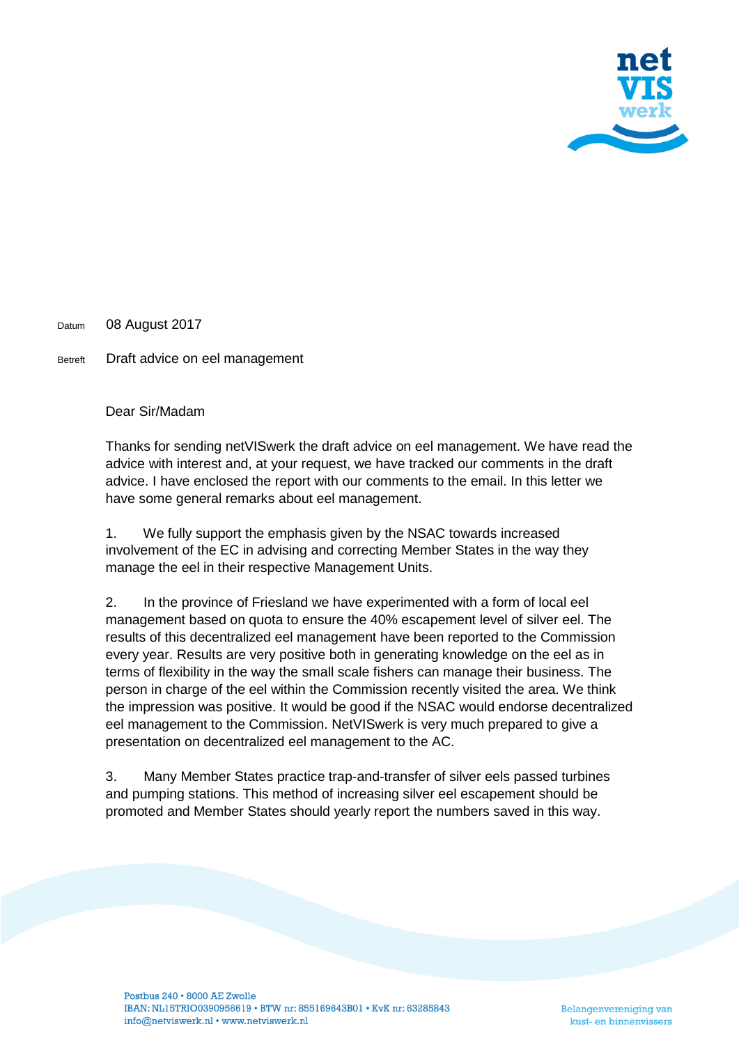Datum 08 August 2017

Betreft Draft advice on eel management

Dear Sir/Madam

Thanks for sending netVISwerk the draft advice on eel management. We have read the advice with interest and, at your request, we have tracked our comments in the draft advice. I have enclosed the report with our comments to the email. In this letter we have some general remarks about eel management.

1. We fully support the emphasis given by the NSAC towards increased involvement of the EC in advising and correcting Member States in the way they manage the eel in their respective Management Units.

2. In the province of Friesland we have experimented with a form of local eel management based on quota to ensure the 40% escapement level of silver eel. The results of this decentralized eel management have been reported to the Commission every year. Results are very positive both in generating knowledge on the eel as in terms of flexibility in the way the small scale fishers can manage their business. The person in charge of the eel within the Commission recently visited the area. We think the impression was positive. It would be good if the NSAC would endorse decentralized eel management to the Commission. NetVISwerk is very much prepared to give a presentation on decentralized eel management to the AC.

3. Many Member States practice trap-and-transfer of silver eels passed turbines and pumping stations. This method of increasing silver eel escapement should be promoted and Member States should yearly report the numbers saved in this way.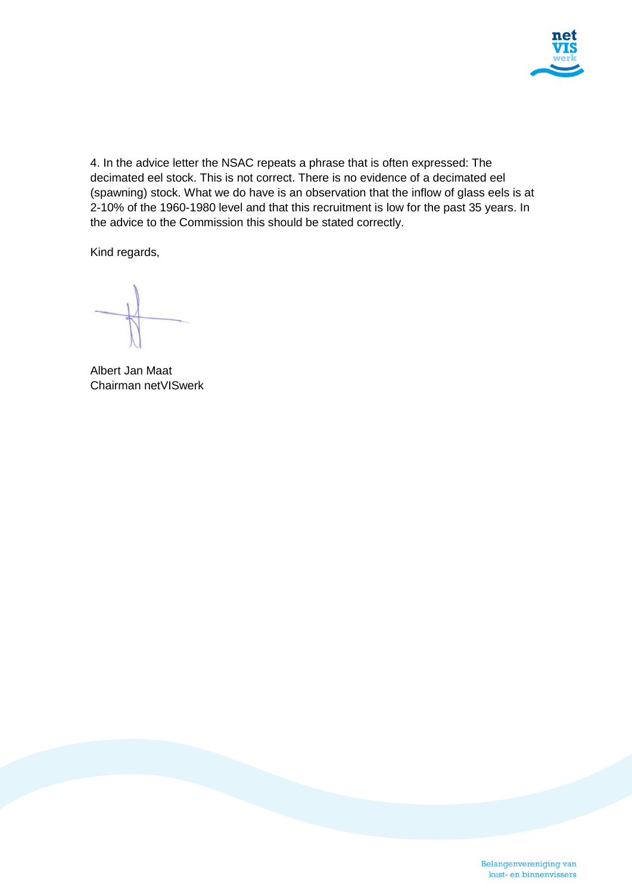4. In the advice letter the NSAC repeats a phrase that is often expressed: The decimated eel stock. This is not correct. There is no evidence of a decimated eel (spawning) stock. What we do have is an observation that the inflow of glass eels is at 2-10% of the 1960-1980 level and that this recruitment is low for the past 35 years. In the advice to the Commission this should be stated correctly.

Kind regards,

Albert Jan Maat
Chairman netVISwerk